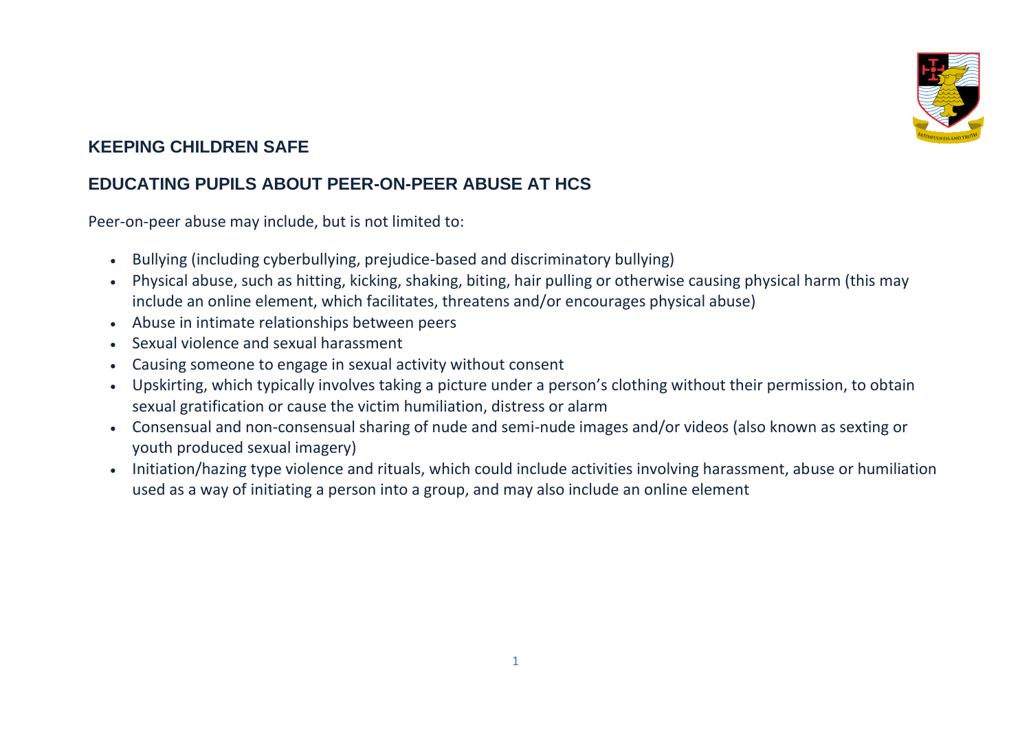## KEEPING CHILDREN SAFE

## EDUCATING PUPILS ABOUT PEER-ON-PEER ABUSE AT HCS

Peer-on-peer abuse may include, but is not limited to:

- Bullying (including cyberbullying, prejudice-based and discriminatory bullying)
- Physical abuse, such as hitting, kicking, shaking, biting, hair pulling or otherwise causing physical harm (this may include an online element, which facilitates, threatens and/or encourages physical abuse)
- Abuse in intimate relationships between peers
- Sexual violence and sexual harassment
- Causing someone to engage in sexual activity without consent
- Upskirting, which typically involves taking a picture under a person's clothing without their permission, to obtain sexual gratification or cause the victim humiliation, distress or alarm
- Consensual and non-consensual sharing of nude and semi-nude images and/or videos (also known as sexting or youth produced sexual imagery)
- Initiation/hazing type violence and rituals, which could include activities involving harassment, abuse or humiliation used as a way of initiating a person into a group, and may also include an online element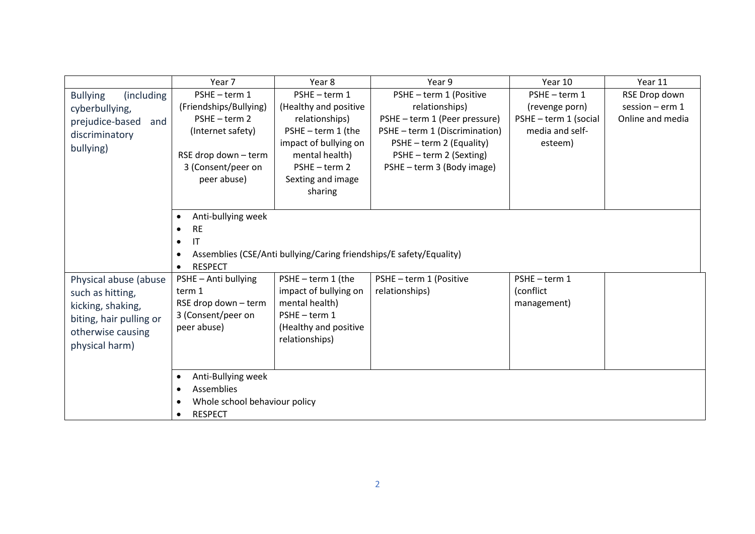| | Year 7 | Year 8 | Year 9 | Year 10 | Year 11 |
|---|---|---|---|---|---|
| Bullying (including cyberbullying, prejudice-based and discriminatory bullying) | PSHE – term 1 (Friendships/Bullying)<br>PSHE – term 2 (Internet safety)<br><br>RSE drop down – term 3 (Consent/peer on peer abuse) | PSHE – term 1 (Healthy and positive relationships)<br>PSHE – term 1 (the impact of bullying on mental health)<br>PSHE – term 2 Sexting and image sharing | PSHE – term 1 (Positive relationships)<br>PSHE – term 1 (Peer pressure)<br>PSHE – term 1 (Discrimination)<br>PSHE – term 2 (Equality)<br>PSHE – term 2 (Sexting)<br>PSHE – term 3 (Body image) | PSHE – term 1 (revenge porn)<br>PSHE – term 1 (social media and self-esteem) | RSE Drop down session – erm 1 Online and media |
| | • Anti-bullying week<br>• RE<br>• IT<br>• Assemblies (CSE/Anti bullying/Caring friendships/E safety/Equality)<br>• RESPECT | | | | |
| Physical abuse (abuse such as hitting, kicking, shaking, biting, hair pulling or otherwise causing physical harm) | PSHE – Anti bullying term 1<br>RSE drop down – term 3 (Consent/peer on peer abuse) | PSHE – term 1 (the impact of bullying on mental health)<br>PSHE – term 1 (Healthy and positive relationships) | PSHE – term 1 (Positive relationships) | PSHE – term 1 (conflict management) | |
| | • Anti-Bullying week<br>• Assemblies<br>• Whole school behaviour policy<br>• RESPECT | | | | |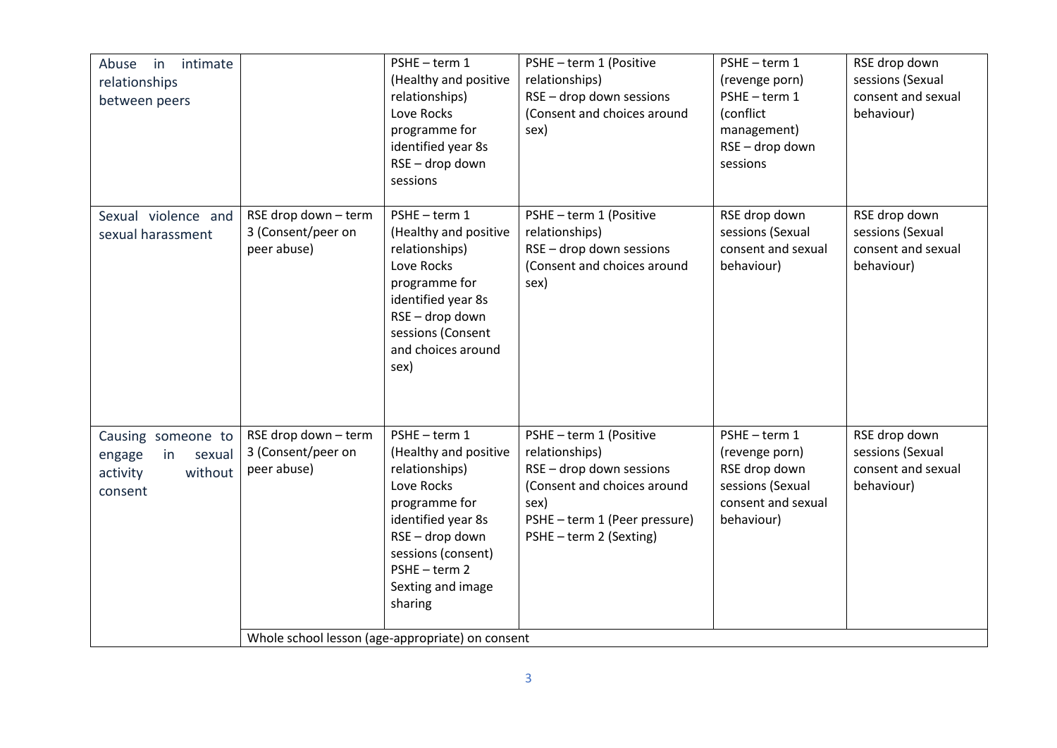| | | | | | |
|---|---|---|---|---|---|
| Abuse in intimate relationships between peers | | PSHE – term 1 (Healthy and positive relationships)<br>Love Rocks programme for identified year 8s<br>RSE – drop down sessions | PSHE – term 1 (Positive relationships)<br>RSE – drop down sessions (Consent and choices around sex) | PSHE – term 1 (revenge porn)<br>PSHE – term 1 (conflict management)<br>RSE – drop down sessions | RSE drop down sessions (Sexual consent and sexual behaviour) |
| Sexual violence and sexual harassment | RSE drop down – term 3 (Consent/peer on peer abuse) | PSHE – term 1 (Healthy and positive relationships)<br>Love Rocks programme for identified year 8s<br>RSE – drop down sessions (Consent and choices around sex) | PSHE – term 1 (Positive relationships)<br>RSE – drop down sessions (Consent and choices around sex) | RSE drop down sessions (Sexual consent and sexual behaviour) | RSE drop down sessions (Sexual consent and sexual behaviour) |
| Causing someone to engage in sexual activity without consent | RSE drop down – term 3 (Consent/peer on peer abuse) | PSHE – term 1 (Healthy and positive relationships)<br>Love Rocks programme for identified year 8s<br>RSE – drop down sessions (consent)<br>PSHE – term 2 Sexting and image sharing | PSHE – term 1 (Positive relationships)<br>RSE – drop down sessions (Consent and choices around sex)<br>PSHE – term 1 (Peer pressure)<br>PSHE – term 2 (Sexting) | PSHE – term 1 (revenge porn)<br>RSE drop down sessions (Sexual consent and sexual behaviour) | RSE drop down sessions (Sexual consent and sexual behaviour) |
| | Whole school lesson (age-appropriate) on consent | | | | |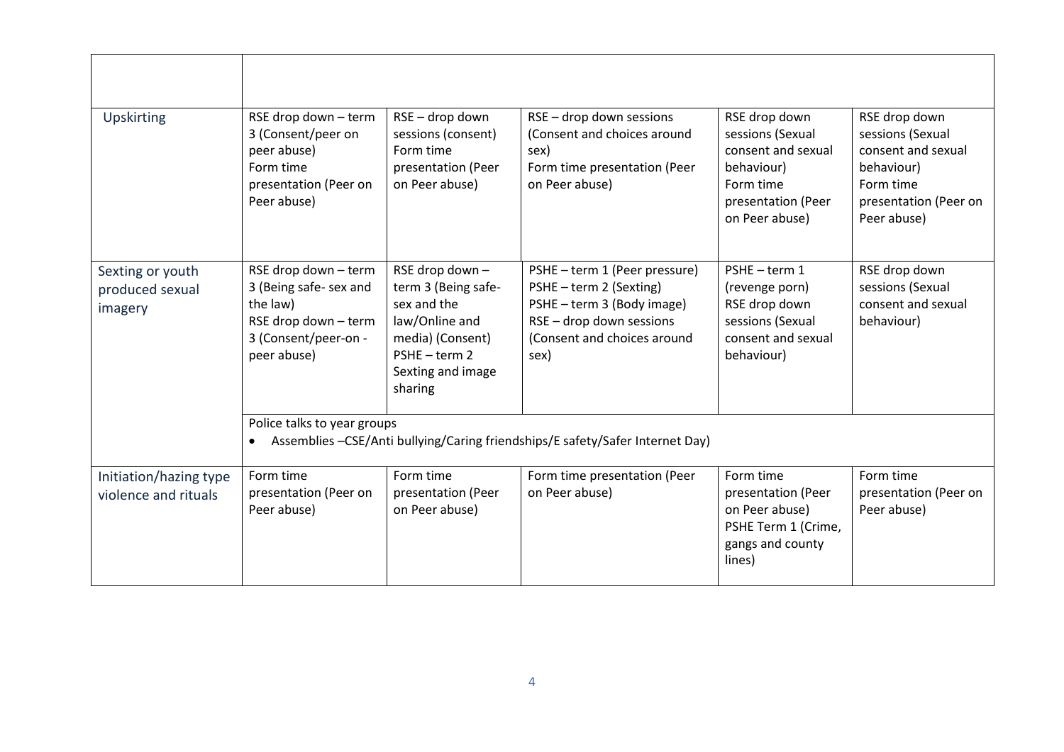| | | | | | |
|---|---|---|---|---|---|
| Upskirting | RSE drop down – term 3 (Consent/peer on peer abuse)<br>Form time presentation (Peer on Peer abuse) | RSE – drop down sessions (consent)<br>Form time presentation (Peer on Peer abuse) | RSE – drop down sessions (Consent and choices around sex)<br>Form time presentation (Peer on Peer abuse) | RSE drop down sessions (Sexual consent and sexual behaviour)<br>Form time presentation (Peer on Peer abuse) | RSE drop down sessions (Sexual consent and sexual behaviour)<br>Form time presentation (Peer on Peer abuse) |
| Sexting or youth produced sexual imagery | RSE drop down – term 3 (Being safe- sex and the law)<br>RSE drop down – term 3 (Consent/peer-on -peer abuse) | RSE drop down – term 3 (Being safe- sex and the law/Online and media) (Consent)<br>PSHE – term 2 Sexting and image sharing | PSHE – term 1 (Peer pressure)<br>PSHE – term 2 (Sexting)<br>PSHE – term 3 (Body image)<br>RSE – drop down sessions (Consent and choices around sex) | PSHE – term 1 (revenge porn)<br>RSE drop down sessions (Sexual consent and sexual behaviour) | RSE drop down sessions (Sexual consent and sexual behaviour) |
| | Police talks to year groups<br>• Assemblies –CSE/Anti bullying/Caring friendships/E safety/Safer Internet Day) | | | | |
| Initiation/hazing type violence and rituals | Form time presentation (Peer on Peer abuse) | Form time presentation (Peer on Peer abuse) | Form time presentation (Peer on Peer abuse) | Form time presentation (Peer on Peer abuse)<br>PSHE Term 1 (Crime, gangs and county lines) | Form time presentation (Peer on Peer abuse) |